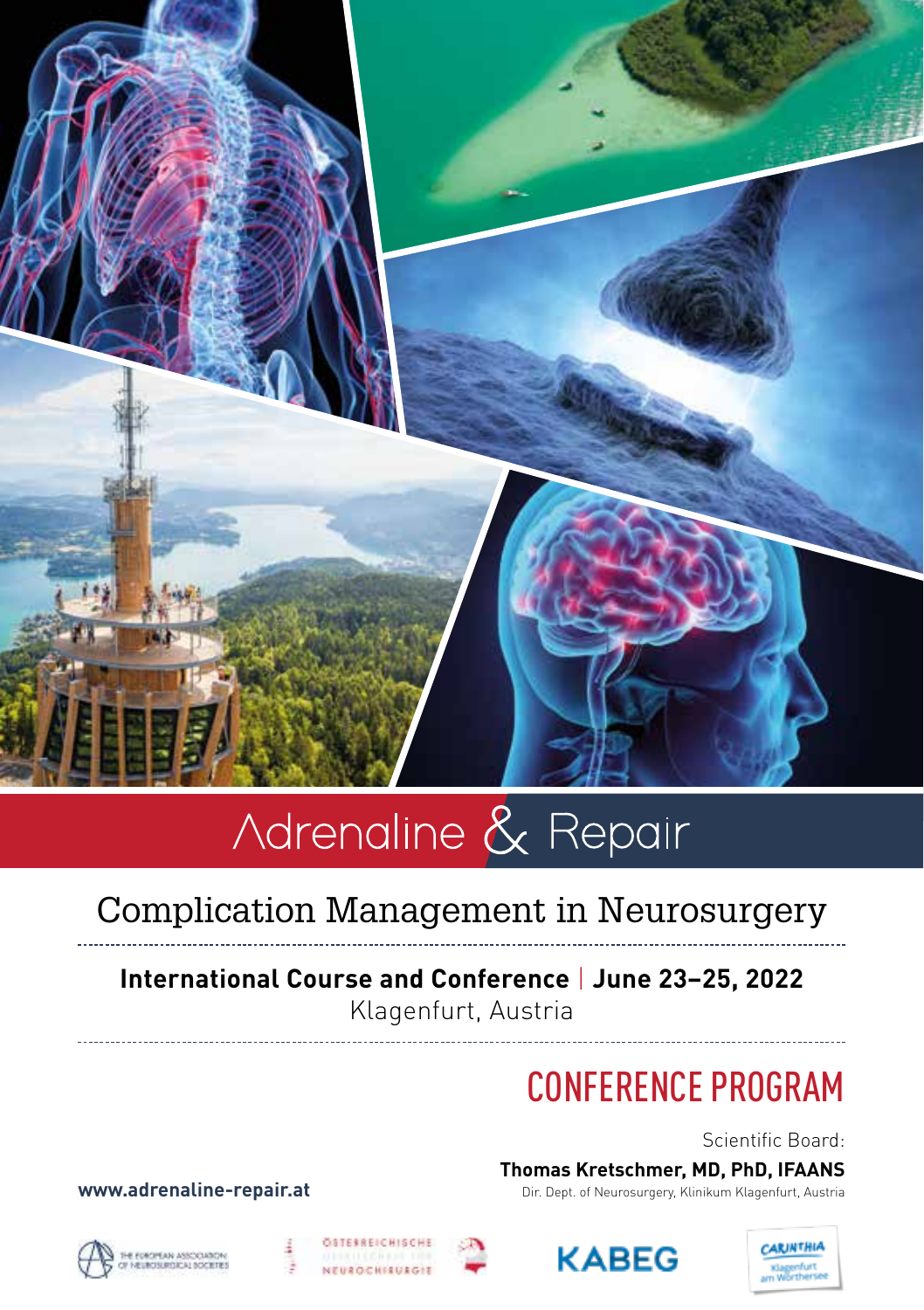# Adrenaline & Repair

## Complication Management in Neurosurgery

**International Course and Conference | June 23–25, 2022**
Klagenfurt, Austria

## CONFERENCE PROGRAM

Scientific Board:
**Thomas Kretschmer, MD, PhD, IFAANS**
Dir. Dept. of Neurosurgery, Klinikum Klagenfurt, Austria

**www.adrenaline-repair.at**

THE EUROPEAN ASSOCIATION OF NEUROSURGICAL SOCIETIES

ÖSTERREICHISCHE NEUROCHIRURGIE

KABEG

CARINTHIA Klagenfurt am Wörthersee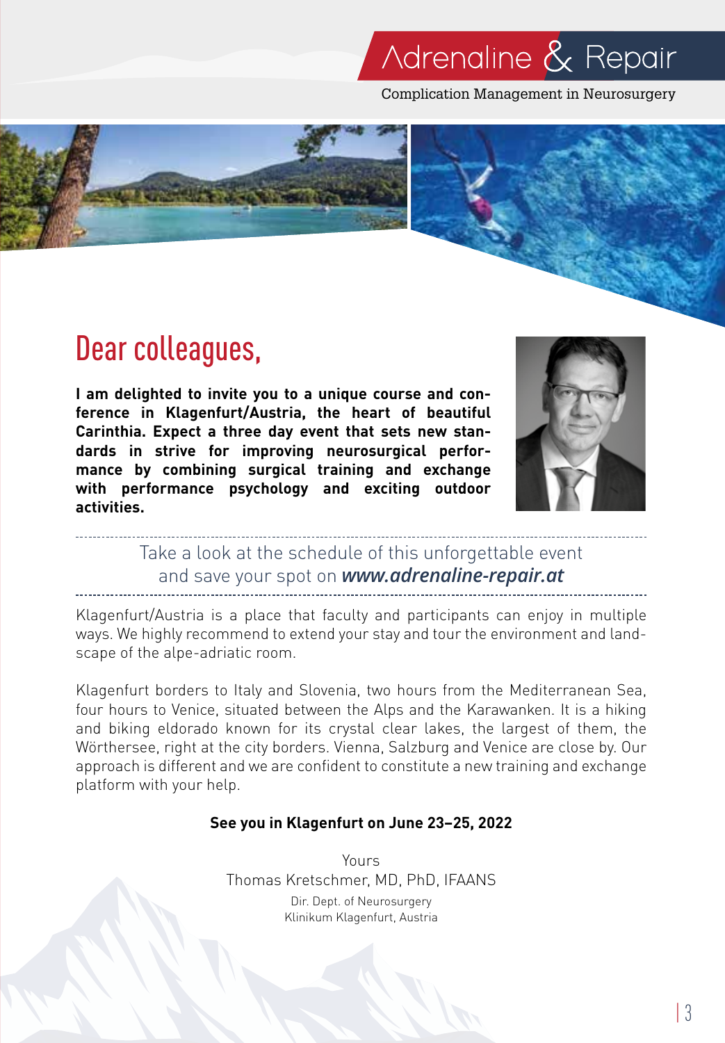# Adrenaline & Repair

Complication Management in Neurosurgery

## Dear colleagues,

**I am delighted to invite you to a unique course and conference in Klagenfurt/Austria, the heart of beautiful Carinthia. Expect a three day event that sets new standards in strive for improving neurosurgical performance by combining surgical training and exchange with performance psychology and exciting outdoor activities.**

---

Take a look at the schedule of this unforgettable event and save your spot on ***www.adrenaline-repair.at***

---

Klagenfurt/Austria is a place that faculty and participants can enjoy in multiple ways. We highly recommend to extend your stay and tour the environment and landscape of the alpe-adriatic room.

Klagenfurt borders to Italy and Slovenia, two hours from the Mediterranean Sea, four hours to Venice, situated between the Alps and the Karawanken. It is a hiking and biking eldorado known for its crystal clear lakes, the largest of them, the Wörthersee, right at the city borders. Vienna, Salzburg and Venice are close by. Our approach is different and we are confident to constitute a new training and exchange platform with your help.

**See you in Klagenfurt on June 23–25, 2022**

Yours
Thomas Kretschmer, MD, PhD, IFAANS
Dir. Dept. of Neurosurgery
Klinikum Klagenfurt, Austria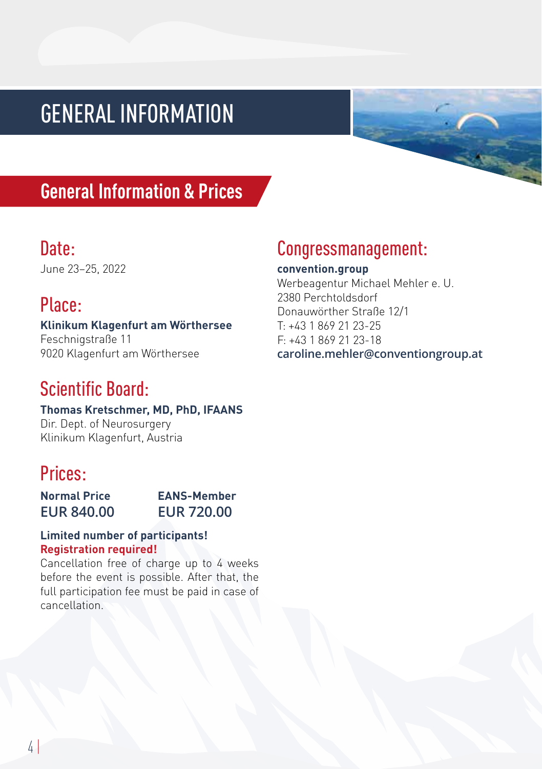# GENERAL INFORMATION

## General Information & Prices

### Date:

June 23–25, 2022

### Place:

**Klinikum Klagenfurt am Wörthersee**
Feschnigstraße 11
9020 Klagenfurt am Wörthersee

### Scientific Board:

**Thomas Kretschmer, MD, PhD, IFAANS**
Dir. Dept. of Neurosurgery
Klinikum Klagenfurt, Austria

### Prices:

| Normal Price | EANS-Member |
|---|---|
| EUR 840.00 | EUR 720.00 |

**Limited number of participants!**
**Registration required!**

Cancellation free of charge up to 4 weeks before the event is possible. After that, the full participation fee must be paid in case of cancellation.

### Congressmanagement:

**convention.group**
Werbeagentur Michael Mehler e. U.
2380 Perchtoldsdorf
Donauwörther Straße 12/1
T: +43 1 869 21 23-25
F: +43 1 869 21 23-18
caroline.mehler@conventiongroup.at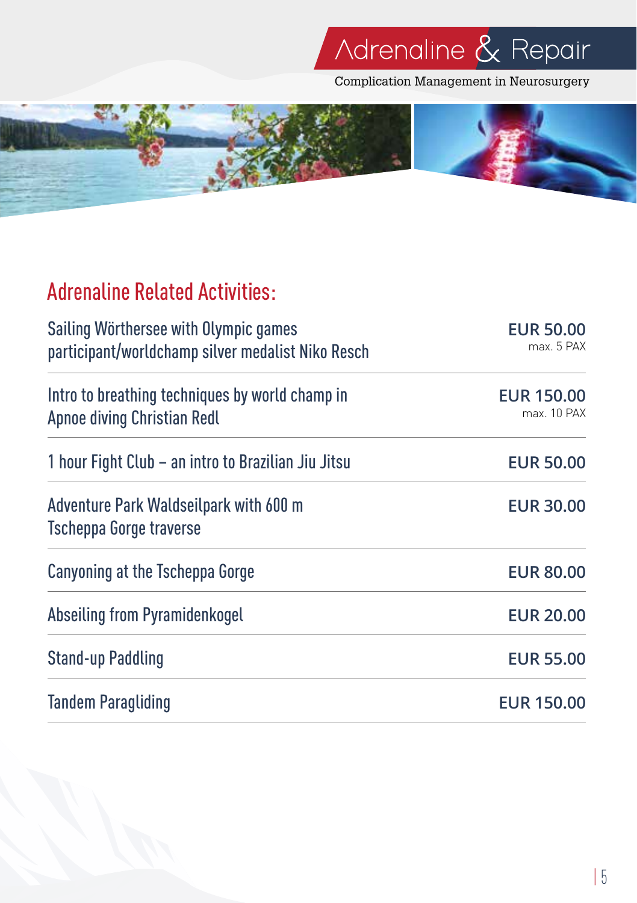## Adrenaline Related Activities:

| Activity | Price |
|---|---|
| Sailing Wörthersee with Olympic games participant/worldchamp silver medalist Niko Resch | **EUR 50.00** max. 5 PAX |
| Intro to breathing techniques by world champ in Apnoe diving Christian Redl | **EUR 150.00** max. 10 PAX |
| 1 hour Fight Club – an intro to Brazilian Jiu Jitsu | **EUR 50.00** |
| Adventure Park Waldseilpark with 600 m Tscheppa Gorge traverse | **EUR 30.00** |
| Canyoning at the Tscheppa Gorge | **EUR 80.00** |
| Abseiling from Pyramidenkogel | **EUR 20.00** |
| Stand-up Paddling | **EUR 55.00** |
| Tandem Paragliding | **EUR 150.00** |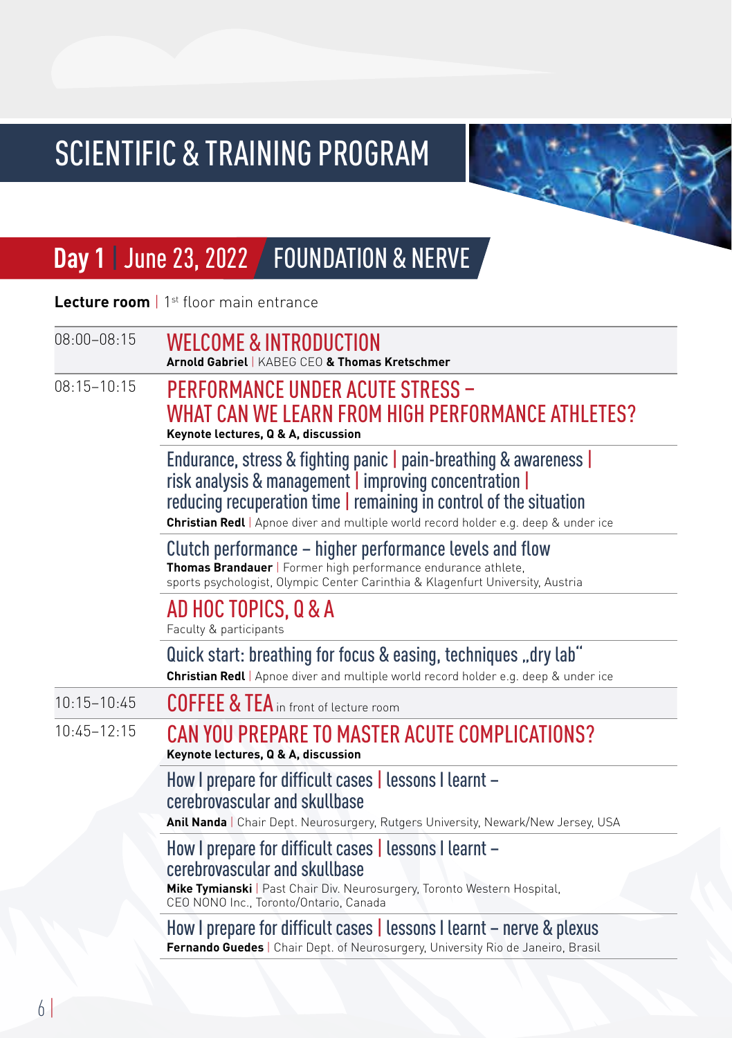# SCIENTIFIC & TRAINING PROGRAM

## Day 1 | June 23, 2022 FOUNDATION & NERVE

**Lecture room** | 1st floor main entrance

| Time | Program |
|---|---|
| 08:00–08:15 | **WELCOME & INTRODUCTION**<br>**Arnold Gabriel** \| KABEG CEO **& Thomas Kretschmer** |
| 08:15–10:15 | **PERFORMANCE UNDER ACUTE STRESS – WHAT CAN WE LEARN FROM HIGH PERFORMANCE ATHLETES?**<br>**Keynote lectures, Q & A, discussion** |
| | Endurance, stress & fighting panic \| pain-breathing & awareness \| risk analysis & management \| improving concentration \| reducing recuperation time \| remaining in control of the situation<br>**Christian Redl** \| Apnoe diver and multiple world record holder e.g. deep & under ice |
| | Clutch performance – higher performance levels and flow<br>**Thomas Brandauer** \| Former high performance endurance athlete, sports psychologist, Olympic Center Carinthia & Klagenfurt University, Austria |
| | **AD HOC TOPICS, Q & A**<br>Faculty & participants |
| | Quick start: breathing for focus & easing, techniques „dry lab"<br>**Christian Redl** \| Apnoe diver and multiple world record holder e.g. deep & under ice |
| 10:15–10:45 | **COFFEE & TEA** in front of lecture room |
| 10:45–12:15 | **CAN YOU PREPARE TO MASTER ACUTE COMPLICATIONS?**<br>**Keynote lectures, Q & A, discussion** |
| | How I prepare for difficult cases \| lessons I learnt – cerebrovascular and skullbase<br>**Anil Nanda** \| Chair Dept. Neurosurgery, Rutgers University, Newark/New Jersey, USA |
| | How I prepare for difficult cases \| lessons I learnt – cerebrovascular and skullbase<br>**Mike Tymianski** \| Past Chair Div. Neurosurgery, Toronto Western Hospital, CEO NONO Inc., Toronto/Ontario, Canada |
| | How I prepare for difficult cases \| lessons I learnt – nerve & plexus<br>**Fernando Guedes** \| Chair Dept. of Neurosurgery, University Rio de Janeiro, Brasil |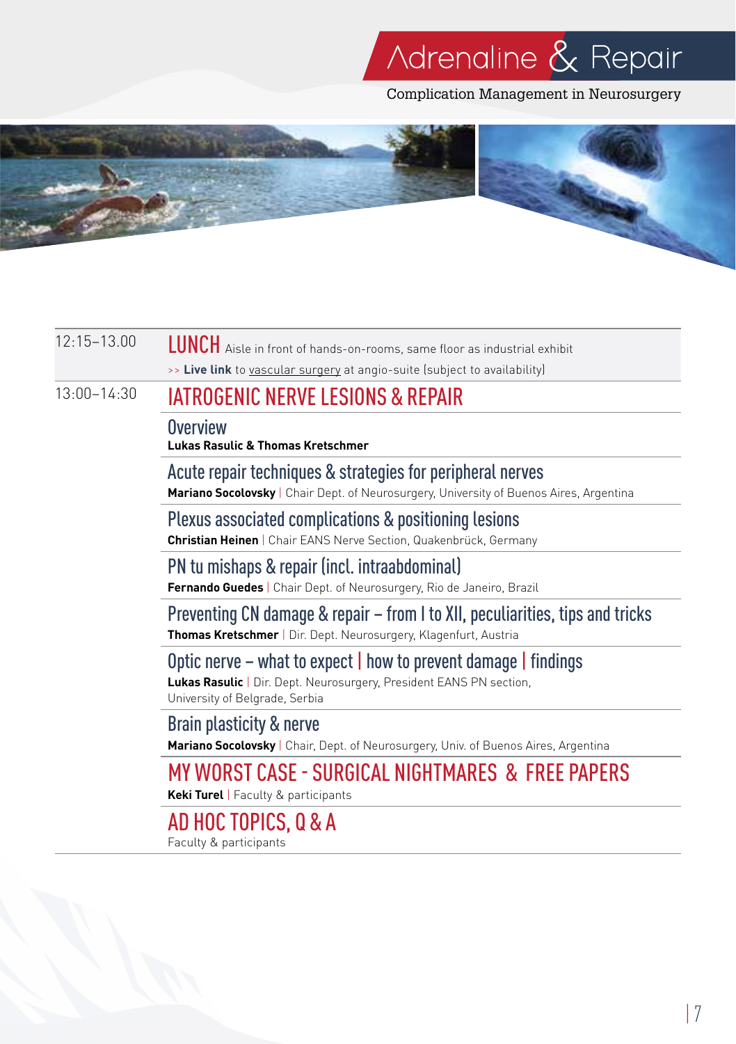| Time | Program |
|---|---|
| 12:15–13.00 | **LUNCH** Aisle in front of hands-on-rooms, same floor as industrial exhibit<br>>> **Live link** to vascular surgery at angio-suite (subject to availability) |
| 13:00–14:30 | **IATROGENIC NERVE LESIONS & REPAIR** |
| | **Overview**<br>**Lukas Rasulic & Thomas Kretschmer** |
| | **Acute repair techniques & strategies for peripheral nerves**<br>**Mariano Socolovsky** \| Chair Dept. of Neurosurgery, University of Buenos Aires, Argentina |
| | **Plexus associated complications & positioning lesions**<br>**Christian Heinen** \| Chair EANS Nerve Section, Quakenbrück, Germany |
| | **PN tu mishaps & repair (incl. intraabdominal)**<br>**Fernando Guedes** \| Chair Dept. of Neurosurgery, Rio de Janeiro, Brazil |
| | **Preventing CN damage & repair – from I to XII, peculiarities, tips and tricks**<br>**Thomas Kretschmer** \| Dir. Dept. Neurosurgery, Klagenfurt, Austria |
| | **Optic nerve – what to expect \| how to prevent damage \| findings**<br>**Lukas Rasulic** \| Dir. Dept. Neurosurgery, President EANS PN section, University of Belgrade, Serbia |
| | **Brain plasticity & nerve**<br>**Mariano Socolovsky** \| Chair, Dept. of Neurosurgery, Univ. of Buenos Aires, Argentina |
| | **MY WORST CASE - SURGICAL NIGHTMARES & FREE PAPERS**<br>**Keki Turel** \| Faculty & participants |
| | **AD HOC TOPICS, Q & A**<br>Faculty & participants |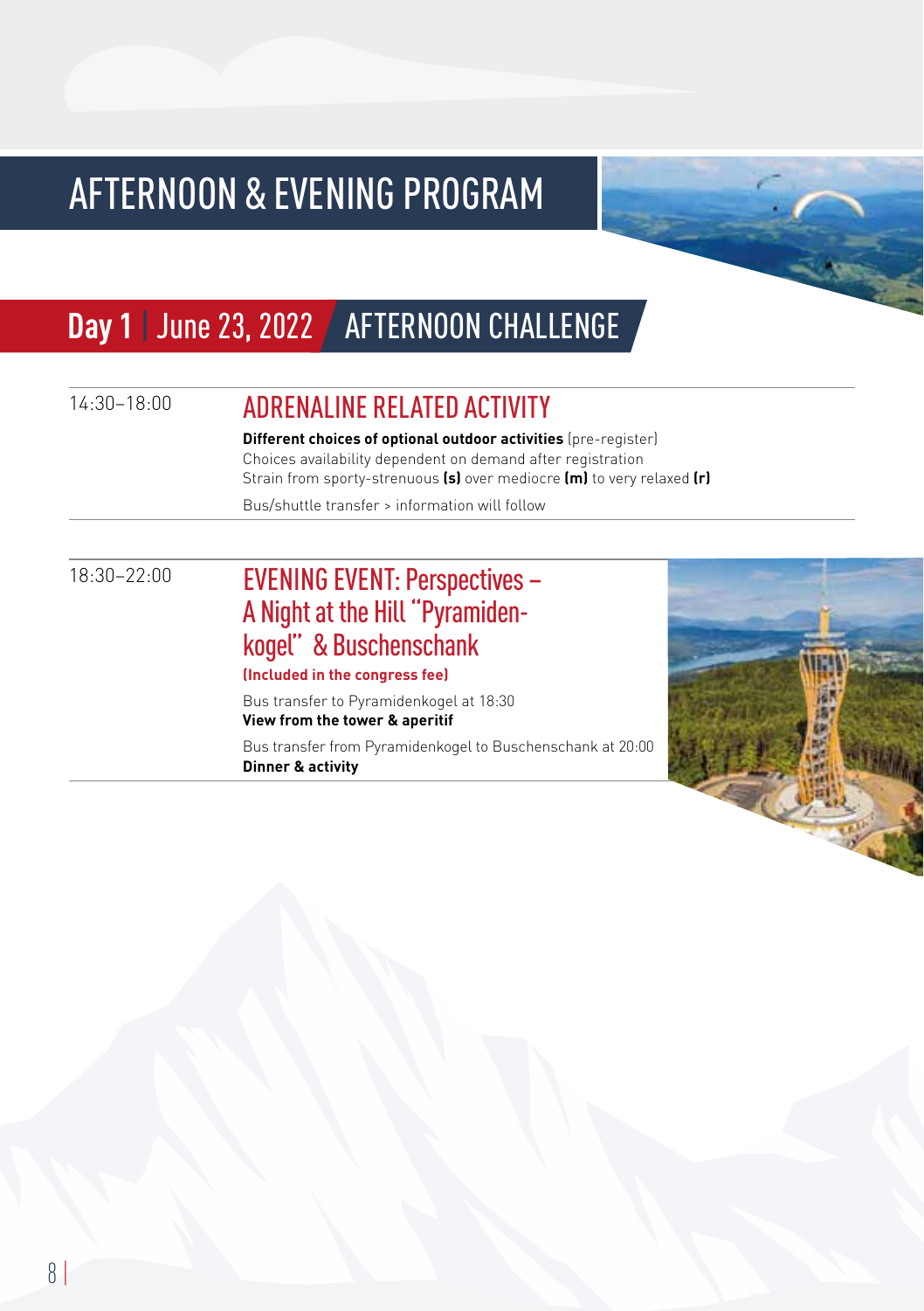# AFTERNOON & EVENING PROGRAM

## Day 1 | June 23, 2022 AFTERNOON CHALLENGE

14:30–18:00

### ADRENALINE RELATED ACTIVITY

**Different choices of optional outdoor activities** (pre-register)
Choices availability dependent on demand after registration
Strain from sporty-strenuous **(s)** over mediocre **(m)** to very relaxed **(r)**

Bus/shuttle transfer > information will follow

18:30–22:00

### EVENING EVENT: Perspectives – A Night at the Hill "Pyramidenkogel" & Buschenschank

**(Included in the congress fee)**

Bus transfer to Pyramidenkogel at 18:30
**View from the tower & aperitif**

Bus transfer from Pyramidenkogel to Buschenschank at 20:00
**Dinner & activity**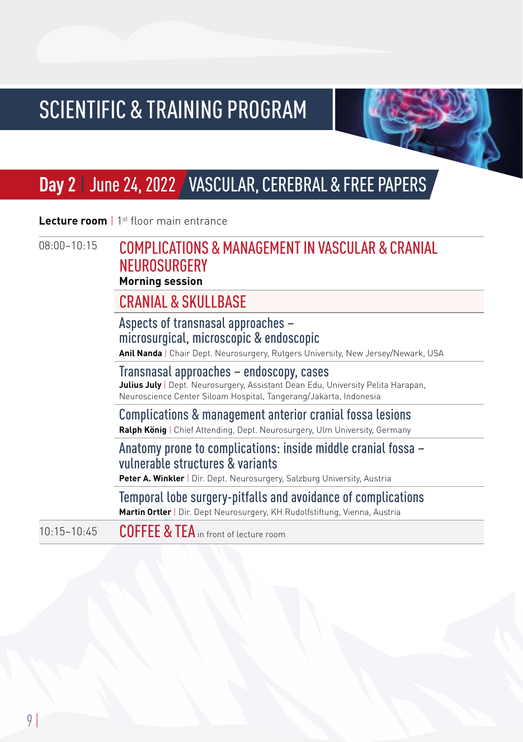# SCIENTIFIC & TRAINING PROGRAM

## Day 2 | June 24, 2022 VASCULAR, CEREBRAL & FREE PAPERS

**Lecture room** | 1st floor main entrance

08:00–10:15

### COMPLICATIONS & MANAGEMENT IN VASCULAR & CRANIAL NEUROSURGERY

**Morning session**

### CRANIAL & SKULLBASE

Aspects of transnasal approaches – microsurgical, microscopic & endoscopic
**Anil Nanda** | Chair Dept. Neurosurgery, Rutgers University, New Jersey/Newark, USA

Transnasal approaches – endoscopy, cases
**Julius July** | Dept. Neurosurgery, Assistant Dean Edu, University Pelita Harapan, Neuroscience Center Siloam Hospital, Tangerang/Jakarta, Indonesia

Complications & management anterior cranial fossa lesions
**Ralph König** | Chief Attending, Dept. Neurosurgery, Ulm University, Germany

Anatomy prone to complications: inside middle cranial fossa – vulnerable structures & variants
**Peter A. Winkler** | Dir. Dept. Neurosurgery, Salzburg University, Austria

Temporal lobe surgery-pitfalls and avoidance of complications
**Martin Ortler** | Dir. Dept Neurosurgery, KH Rudolfstiftung, Vienna, Austria

10:15–10:45 COFFEE & TEA in front of lecture room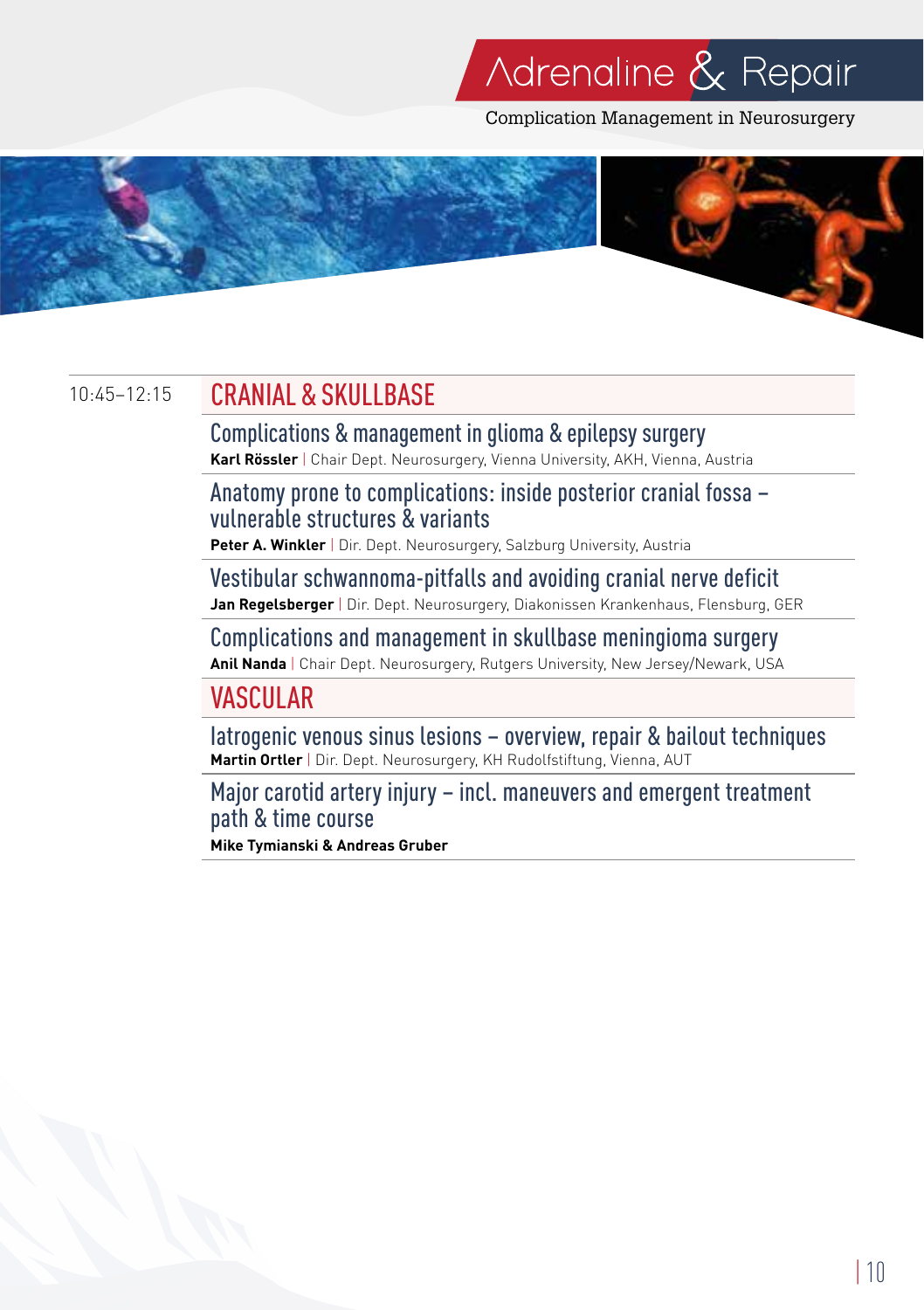10:45–12:15

## CRANIAL & SKULLBASE

### Complications & management in glioma & epilepsy surgery

**Karl Rössler** | Chair Dept. Neurosurgery, Vienna University, AKH, Vienna, Austria

### Anatomy prone to complications: inside posterior cranial fossa – vulnerable structures & variants

**Peter A. Winkler** | Dir. Dept. Neurosurgery, Salzburg University, Austria

### Vestibular schwannoma-pitfalls and avoiding cranial nerve deficit

**Jan Regelsberger** | Dir. Dept. Neurosurgery, Diakonissen Krankenhaus, Flensburg, GER

### Complications and management in skullbase meningioma surgery

**Anil Nanda** | Chair Dept. Neurosurgery, Rutgers University, New Jersey/Newark, USA

## VASCULAR

### Iatrogenic venous sinus lesions – overview, repair & bailout techniques

**Martin Ortler** | Dir. Dept. Neurosurgery, KH Rudolfstiftung, Vienna, AUT

### Major carotid artery injury – incl. maneuvers and emergent treatment path & time course

**Mike Tymianski & Andreas Gruber**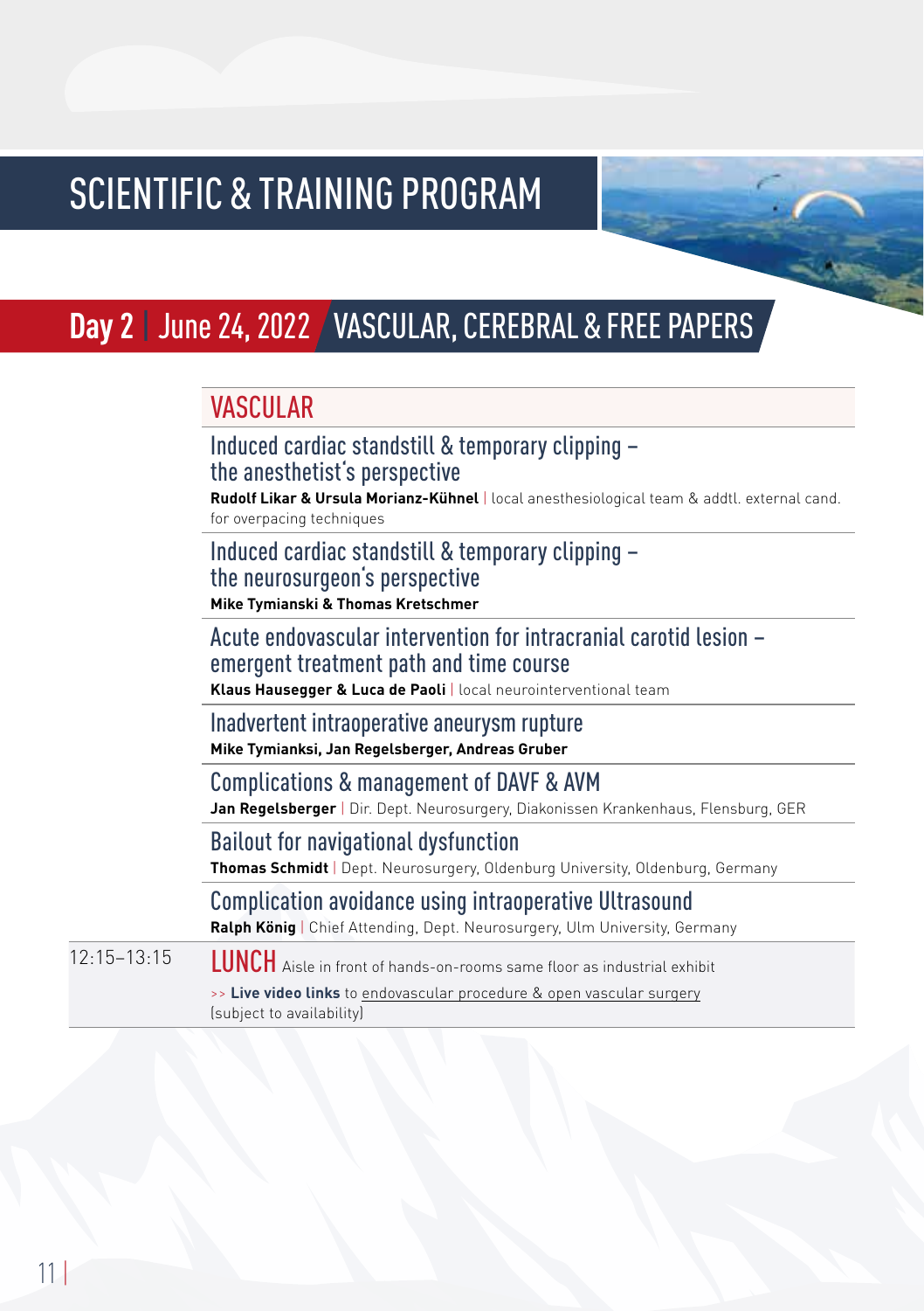# SCIENTIFIC & TRAINING PROGRAM

## Day 2 | June 24, 2022 VASCULAR, CEREBRAL & FREE PAPERS

### VASCULAR

**Induced cardiac standstill & temporary clipping – the anesthetist's perspective**
**Rudolf Likar & Ursula Morianz-Kühnel** | local anesthesiological team & addtl. external cand. for overpacing techniques

**Induced cardiac standstill & temporary clipping – the neurosurgeon's perspective**
**Mike Tymianski & Thomas Kretschmer**

**Acute endovascular intervention for intracranial carotid lesion – emergent treatment path and time course**
**Klaus Hausegger & Luca de Paoli** | local neurointerventional team

**Inadvertent intraoperative aneurysm rupture**
**Mike Tymianksi, Jan Regelsberger, Andreas Gruber**

**Complications & management of DAVF & AVM**
**Jan Regelsberger** | Dir. Dept. Neurosurgery, Diakonissen Krankenhaus, Flensburg, GER

**Bailout for navigational dysfunction**
**Thomas Schmidt** | Dept. Neurosurgery, Oldenburg University, Oldenburg, Germany

**Complication avoidance using intraoperative Ultrasound**
**Ralph König** | Chief Attending, Dept. Neurosurgery, Ulm University, Germany

12:15–13:15 **LUNCH** Aisle in front of hands-on-rooms same floor as industrial exhibit

>> **Live video links** to endovascular procedure & open vascular surgery (subject to availability)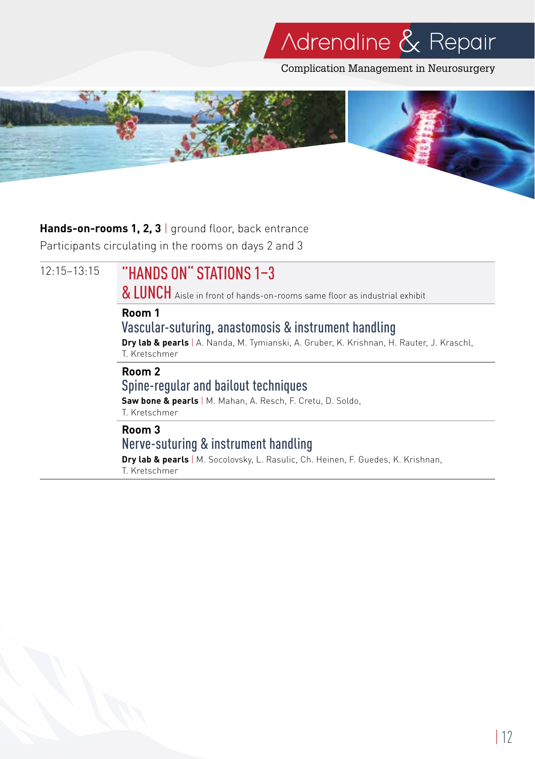**Hands-on-rooms 1, 2, 3** | ground floor, back entrance

Participants circulating in the rooms on days 2 and 3

12:15–13:15

## "HANDS ON" STATIONS 1–3 & LUNCH

Aisle in front of hands-on-rooms same floor as industrial exhibit

### Room 1

#### Vascular-suturing, anastomosis & instrument handling

**Dry lab & pearls** | A. Nanda, M. Tymianski, A. Gruber, K. Krishnan, H. Rauter, J. Kraschl, T. Kretschmer

### Room 2

#### Spine-regular and bailout techniques

**Saw bone & pearls** | M. Mahan, A. Resch, F. Cretu, D. Soldo, T. Kretschmer

### Room 3

#### Nerve-suturing & instrument handling

**Dry lab & pearls** | M. Socolovsky, L. Rasulic, Ch. Heinen, F. Guedes, K. Krishnan, T. Kretschmer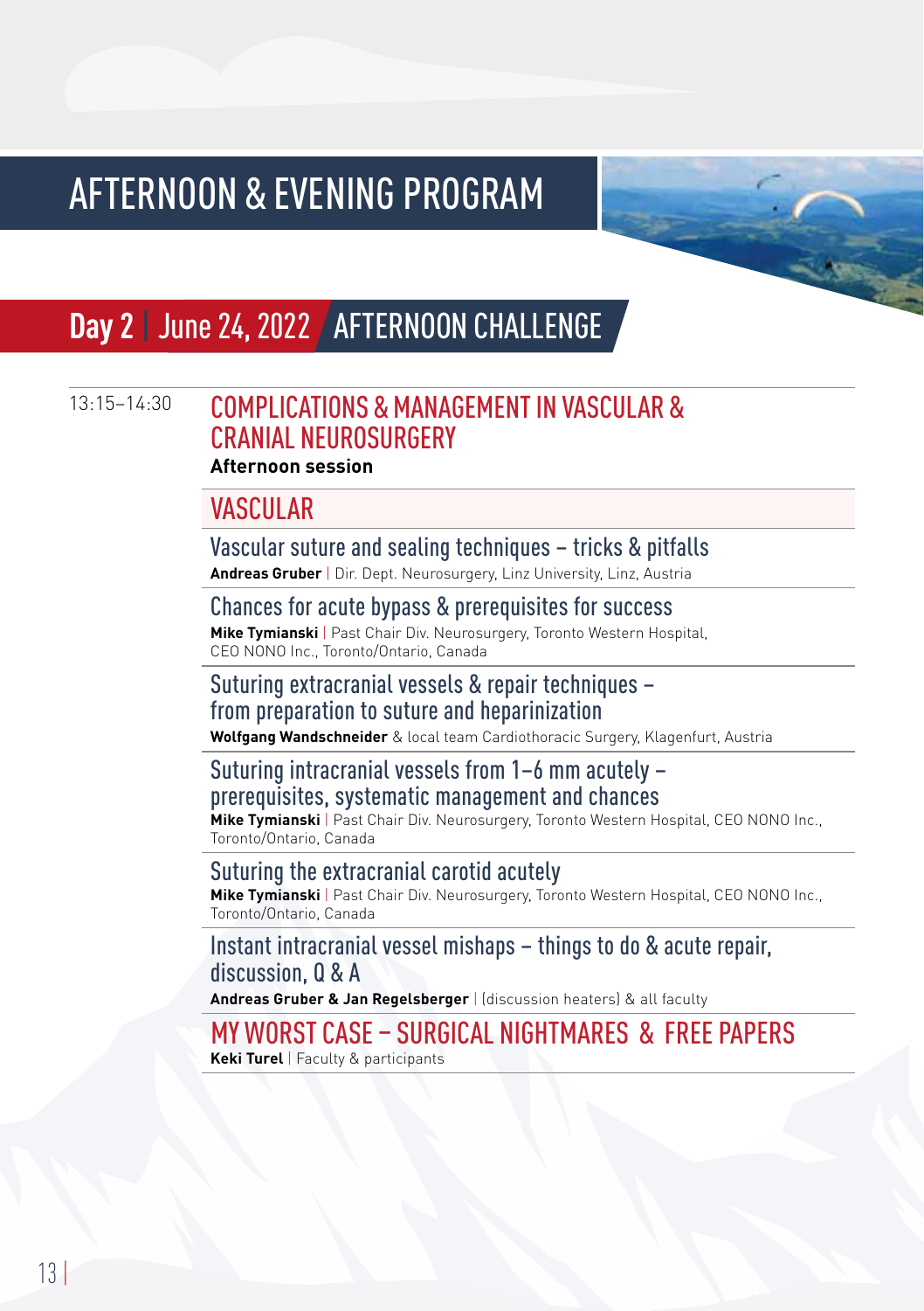# AFTERNOON & EVENING PROGRAM

## Day 2 | June 24, 2022 AFTERNOON CHALLENGE

13:15–14:30

### COMPLICATIONS & MANAGEMENT IN VASCULAR & CRANIAL NEUROSURGERY

**Afternoon session**

### VASCULAR

Vascular suture and sealing techniques – tricks & pitfalls
**Andreas Gruber** | Dir. Dept. Neurosurgery, Linz University, Linz, Austria

Chances for acute bypass & prerequisites for success
**Mike Tymianski** | Past Chair Div. Neurosurgery, Toronto Western Hospital, CEO NONO Inc., Toronto/Ontario, Canada

Suturing extracranial vessels & repair techniques – from preparation to suture and heparinization
**Wolfgang Wandschneider** & local team Cardiothoracic Surgery, Klagenfurt, Austria

Suturing intracranial vessels from 1–6 mm acutely – prerequisites, systematic management and chances
**Mike Tymianski** | Past Chair Div. Neurosurgery, Toronto Western Hospital, CEO NONO Inc., Toronto/Ontario, Canada

Suturing the extracranial carotid acutely
**Mike Tymianski** | Past Chair Div. Neurosurgery, Toronto Western Hospital, CEO NONO Inc., Toronto/Ontario, Canada

Instant intracranial vessel mishaps – things to do & acute repair, discussion, Q & A
**Andreas Gruber & Jan Regelsberger** | (discussion heaters) & all faculty

### MY WORST CASE – SURGICAL NIGHTMARES & FREE PAPERS

**Keki Turel** | Faculty & participants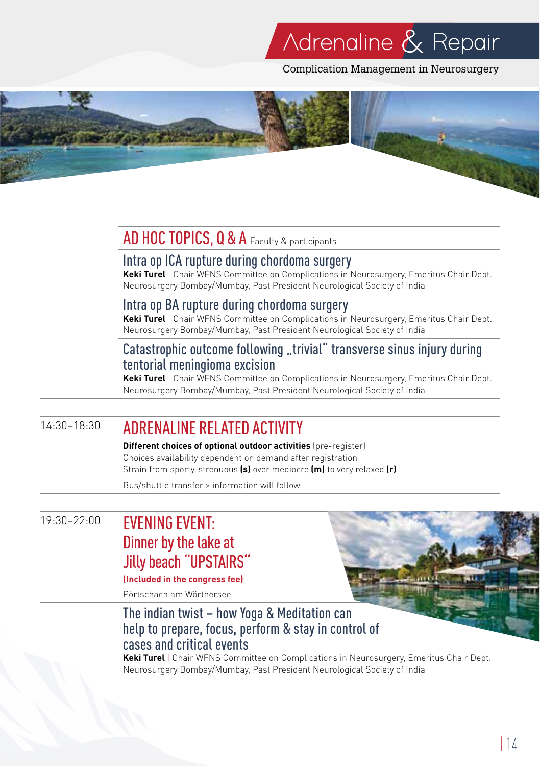## AD HOC TOPICS, Q & A Faculty & participants

### Intra op ICA rupture during chordoma surgery

**Keki Turel** | Chair WFNS Committee on Complications in Neurosurgery, Emeritus Chair Dept. Neurosurgery Bombay/Mumbay, Past President Neurological Society of India

### Intra op BA rupture during chordoma surgery

**Keki Turel** | Chair WFNS Committee on Complications in Neurosurgery, Emeritus Chair Dept. Neurosurgery Bombay/Mumbay, Past President Neurological Society of India

### Catastrophic outcome following „trivial“ transverse sinus injury during tentorial meningioma excision

**Keki Turel** | Chair WFNS Committee on Complications in Neurosurgery, Emeritus Chair Dept. Neurosurgery Bombay/Mumbay, Past President Neurological Society of India

14:30–18:30

## ADRENALINE RELATED ACTIVITY

**Different choices of optional outdoor activities** (pre-register)
Choices availability dependent on demand after registration
Strain from sporty-strenuous **(s)** over mediocre **(m)** to very relaxed **(r)**

Bus/shuttle transfer > information will follow

19:30–22:00

## EVENING EVENT: Dinner by the lake at Jilly beach "UPSTAIRS"

**(Included in the congress fee)**

Pörtschach am Wörthersee

### The indian twist – how Yoga & Meditation can help to prepare, focus, perform & stay in control of cases and critical events

**Keki Turel** | Chair WFNS Committee on Complications in Neurosurgery, Emeritus Chair Dept. Neurosurgery Bombay/Mumbay, Past President Neurological Society of India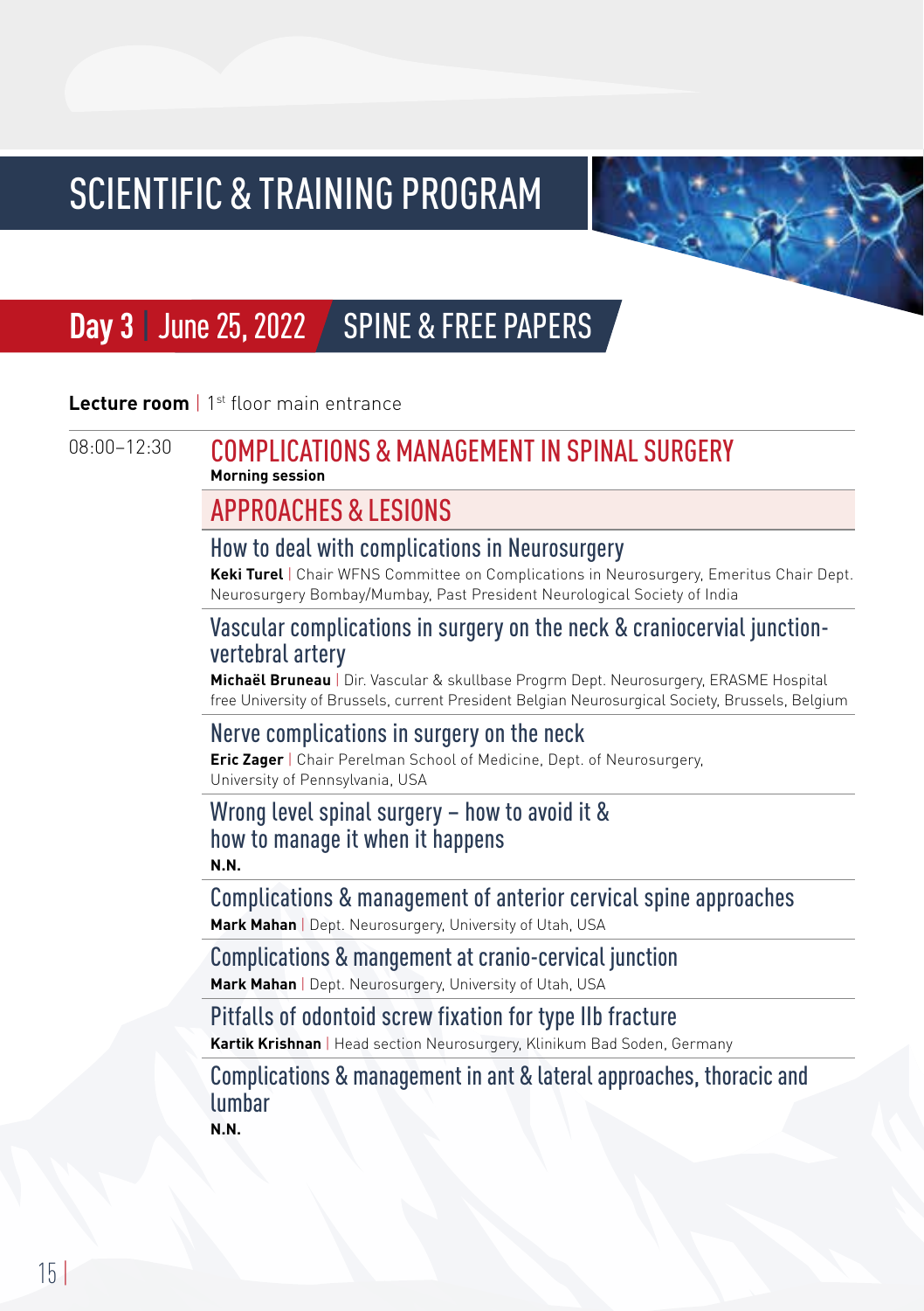# SCIENTIFIC & TRAINING PROGRAM

## Day 3 | June 25, 2022 SPINE & FREE PAPERS

**Lecture room** | 1st floor main entrance

08:00–12:30

### COMPLICATIONS & MANAGEMENT IN SPINAL SURGERY

**Morning session**

### APPROACHES & LESIONS

#### How to deal with complications in Neurosurgery

**Keki Turel** | Chair WFNS Committee on Complications in Neurosurgery, Emeritus Chair Dept. Neurosurgery Bombay/Mumbay, Past President Neurological Society of India

#### Vascular complications in surgery on the neck & craniocervial junction-vertebral artery

**Michaël Bruneau** | Dir. Vascular & skullbase Progrm Dept. Neurosurgery, ERASME Hospital free University of Brussels, current President Belgian Neurosurgical Society, Brussels, Belgium

#### Nerve complications in surgery on the neck

**Eric Zager** | Chair Perelman School of Medicine, Dept. of Neurosurgery, University of Pennsylvania, USA

#### Wrong level spinal surgery – how to avoid it & how to manage it when it happens

**N.N.**

#### Complications & management of anterior cervical spine approaches

**Mark Mahan** | Dept. Neurosurgery, University of Utah, USA

#### Complications & mangement at cranio-cervical junction

**Mark Mahan** | Dept. Neurosurgery, University of Utah, USA

#### Pitfalls of odontoid screw fixation for type IIb fracture

**Kartik Krishnan** | Head section Neurosurgery, Klinikum Bad Soden, Germany

#### Complications & management in ant & lateral approaches, thoracic and lumbar

**N.N.**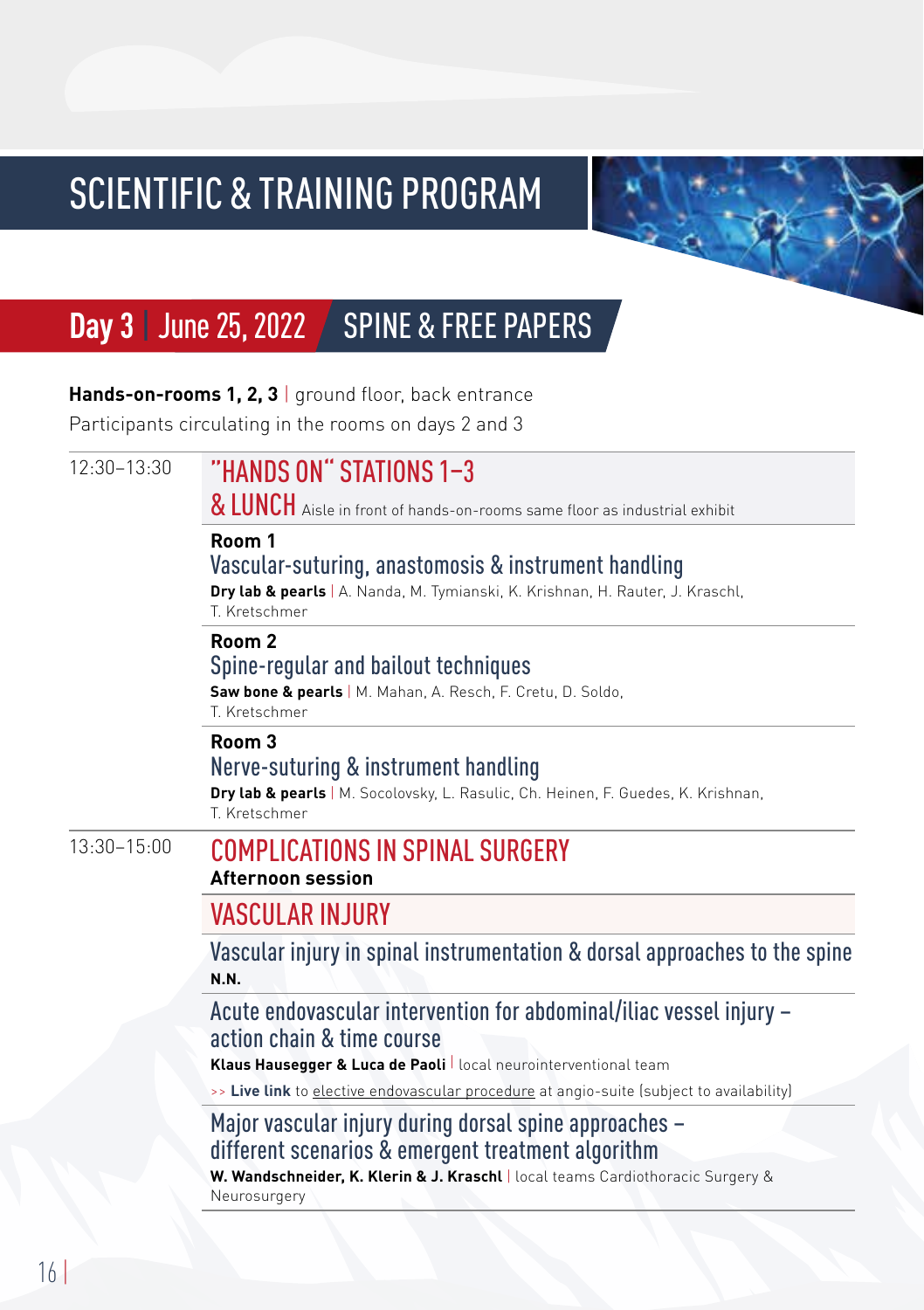# SCIENTIFIC & TRAINING PROGRAM

## Day 3 | June 25, 2022 SPINE & FREE PAPERS

**Hands-on-rooms 1, 2, 3** | ground floor, back entrance
Participants circulating in the rooms on days 2 and 3

12:30–13:30

### "HANDS ON" STATIONS 1–3 & LUNCH

Aisle in front of hands-on-rooms same floor as industrial exhibit

**Room 1**
Vascular-suturing, anastomosis & instrument handling
**Dry lab & pearls** | A. Nanda, M. Tymianski, K. Krishnan, H. Rauter, J. Kraschl, T. Kretschmer

**Room 2**
Spine-regular and bailout techniques
**Saw bone & pearls** | M. Mahan, A. Resch, F. Cretu, D. Soldo, T. Kretschmer

**Room 3**
Nerve-suturing & instrument handling
**Dry lab & pearls** | M. Socolovsky, L. Rasulic, Ch. Heinen, F. Guedes, K. Krishnan, T. Kretschmer

13:30–15:00

### COMPLICATIONS IN SPINAL SURGERY

**Afternoon session**

### VASCULAR INJURY

Vascular injury in spinal instrumentation & dorsal approaches to the spine
**N.N.**

Acute endovascular intervention for abdominal/iliac vessel injury – action chain & time course
**Klaus Hausegger & Luca de Paoli** | local neurointerventional team
>> **Live link** to elective endovascular procedure at angio-suite (subject to availability)

Major vascular injury during dorsal spine approaches – different scenarios & emergent treatment algorithm
**W. Wandschneider, K. Klerin & J. Kraschl** | local teams Cardiothoracic Surgery & Neurosurgery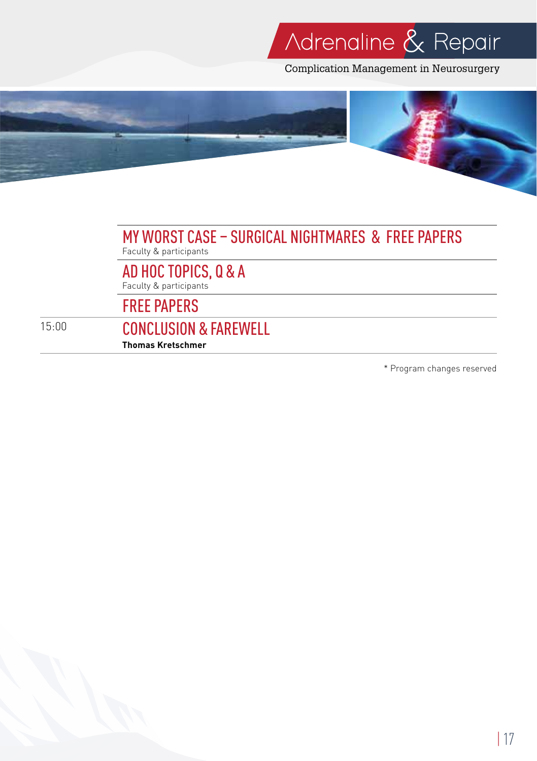| | |
|---|---|
| | **MY WORST CASE – SURGICAL NIGHTMARES & FREE PAPERS**<br>Faculty & participants |
| | **AD HOC TOPICS, Q & A**<br>Faculty & participants |
| | **FREE PAPERS** |
| 15:00 | **CONCLUSION & FAREWELL**<br>**Thomas Kretschmer** |

* Program changes reserved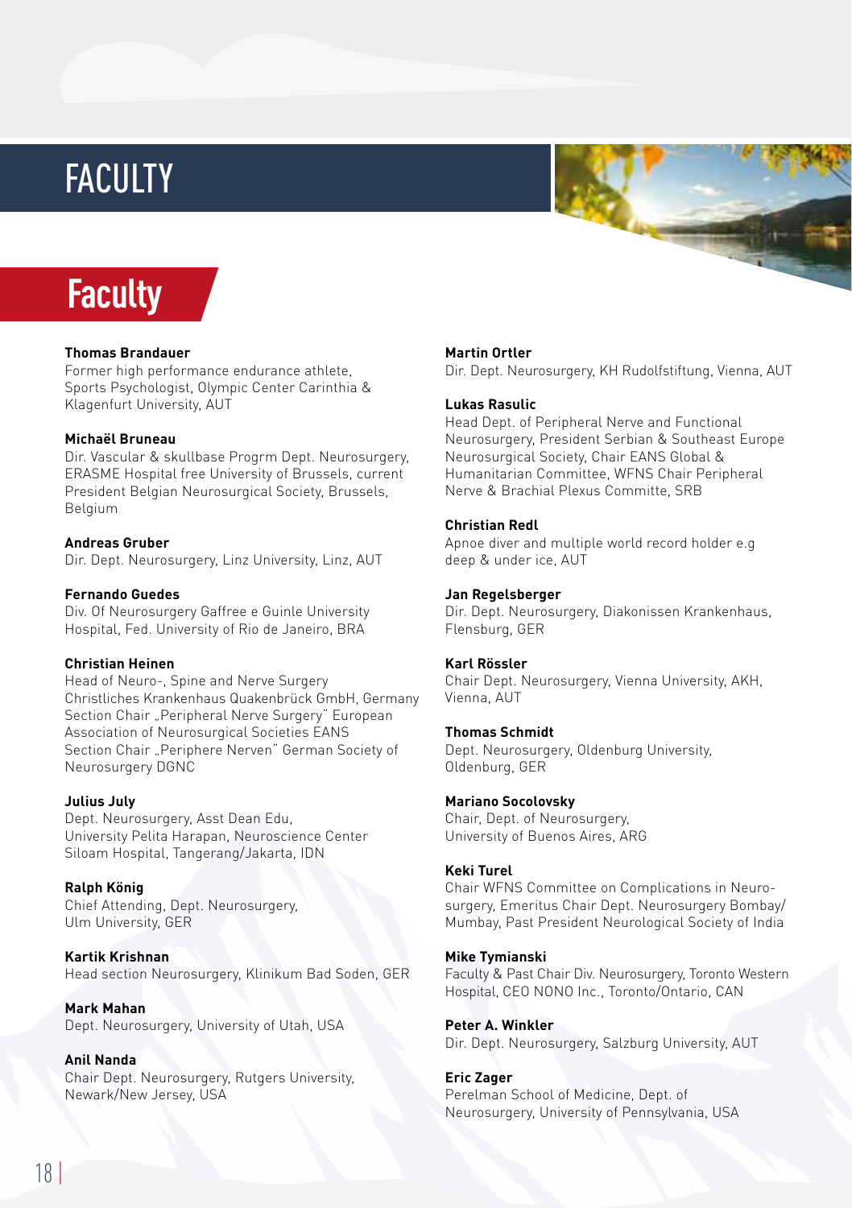# FACULTY

## Faculty

**Thomas Brandauer**
Former high performance endurance athlete, Sports Psychologist, Olympic Center Carinthia & Klagenfurt University, AUT

**Michaël Bruneau**
Dir. Vascular & skullbase Progrm Dept. Neurosurgery, ERASME Hospital free University of Brussels, current President Belgian Neurosurgical Society, Brussels, Belgium

**Andreas Gruber**
Dir. Dept. Neurosurgery, Linz University, Linz, AUT

**Fernando Guedes**
Div. Of Neurosurgery Gaffree e Guinle University Hospital, Fed. University of Rio de Janeiro, BRA

**Christian Heinen**
Head of Neuro-, Spine and Nerve Surgery Christliches Krankenhaus Quakenbrück GmbH, Germany Section Chair „Peripheral Nerve Surgery" European Association of Neurosurgical Societies EANS Section Chair „Periphere Nerven" German Society of Neurosurgery DGNC

**Julius July**
Dept. Neurosurgery, Asst Dean Edu, University Pelita Harapan, Neuroscience Center Siloam Hospital, Tangerang/Jakarta, IDN

**Ralph König**
Chief Attending, Dept. Neurosurgery, Ulm University, GER

**Kartik Krishnan**
Head section Neurosurgery, Klinikum Bad Soden, GER

**Mark Mahan**
Dept. Neurosurgery, University of Utah, USA

**Anil Nanda**
Chair Dept. Neurosurgery, Rutgers University, Newark/New Jersey, USA

**Martin Ortler**
Dir. Dept. Neurosurgery, KH Rudolfstiftung, Vienna, AUT

**Lukas Rasulic**
Head Dept. of Peripheral Nerve and Functional Neurosurgery, President Serbian & Southeast Europe Neurosurgical Society, Chair EANS Global & Humanitarian Committee, WFNS Chair Peripheral Nerve & Brachial Plexus Committe, SRB

**Christian Redl**
Apnoe diver and multiple world record holder e.g deep & under ice, AUT

**Jan Regelsberger**
Dir. Dept. Neurosurgery, Diakonissen Krankenhaus, Flensburg, GER

**Karl Rössler**
Chair Dept. Neurosurgery, Vienna University, AKH, Vienna, AUT

**Thomas Schmidt**
Dept. Neurosurgery, Oldenburg University, Oldenburg, GER

**Mariano Socolovsky**
Chair, Dept. of Neurosurgery, University of Buenos Aires, ARG

**Keki Turel**
Chair WFNS Committee on Complications in Neuro-surgery, Emeritus Chair Dept. Neurosurgery Bombay/ Mumbay, Past President Neurological Society of India

**Mike Tymianski**
Faculty & Past Chair Div. Neurosurgery, Toronto Western Hospital, CEO NONO Inc., Toronto/Ontario, CAN

**Peter A. Winkler**
Dir. Dept. Neurosurgery, Salzburg University, AUT

**Eric Zager**
Perelman School of Medicine, Dept. of Neurosurgery, University of Pennsylvania, USA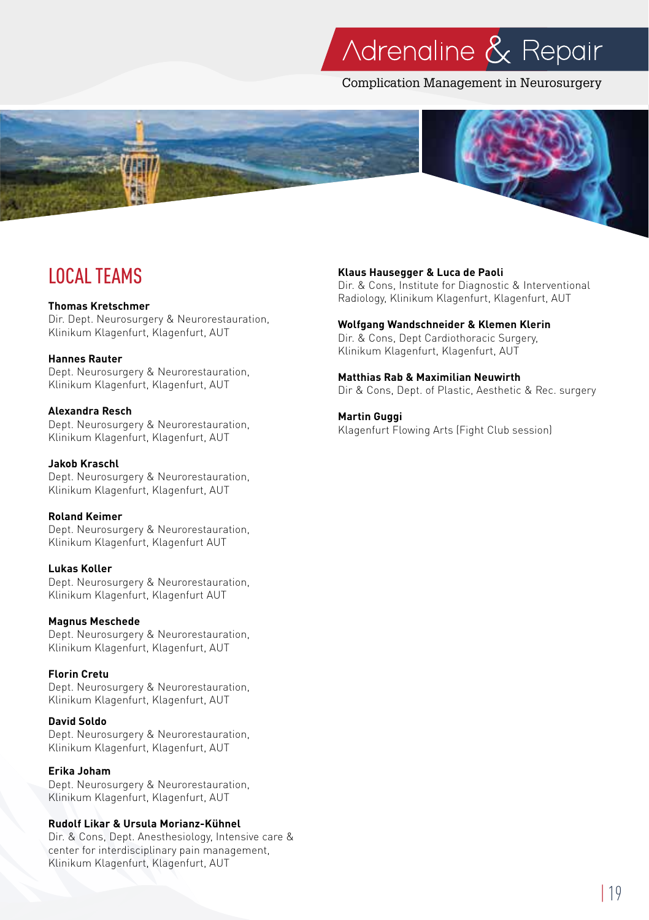## LOCAL TEAMS

**Thomas Kretschmer**
Dir. Dept. Neurosurgery & Neurorestauration, Klinikum Klagenfurt, Klagenfurt, AUT

**Hannes Rauter**
Dept. Neurosurgery & Neurorestauration, Klinikum Klagenfurt, Klagenfurt, AUT

**Alexandra Resch**
Dept. Neurosurgery & Neurorestauration, Klinikum Klagenfurt, Klagenfurt, AUT

**Jakob Kraschl**
Dept. Neurosurgery & Neurorestauration, Klinikum Klagenfurt, Klagenfurt, AUT

**Roland Keimer**
Dept. Neurosurgery & Neurorestauration, Klinikum Klagenfurt, Klagenfurt AUT

**Lukas Koller**
Dept. Neurosurgery & Neurorestauration, Klinikum Klagenfurt, Klagenfurt AUT

**Magnus Meschede**
Dept. Neurosurgery & Neurorestauration, Klinikum Klagenfurt, Klagenfurt, AUT

**Florin Cretu**
Dept. Neurosurgery & Neurorestauration, Klinikum Klagenfurt, Klagenfurt, AUT

**David Soldo**
Dept. Neurosurgery & Neurorestauration, Klinikum Klagenfurt, Klagenfurt, AUT

**Erika Joham**
Dept. Neurosurgery & Neurorestauration, Klinikum Klagenfurt, Klagenfurt, AUT

**Rudolf Likar & Ursula Morianz-Kühnel**
Dir. & Cons, Dept. Anesthesiology, Intensive care & center for interdisciplinary pain management, Klinikum Klagenfurt, Klagenfurt, AUT

**Klaus Hausegger & Luca de Paoli**
Dir. & Cons, Institute for Diagnostic & Interventional Radiology, Klinikum Klagenfurt, Klagenfurt, AUT

**Wolfgang Wandschneider & Klemen Klerin**
Dir. & Cons, Dept Cardiothoracic Surgery, Klinikum Klagenfurt, Klagenfurt, AUT

**Matthias Rab & Maximilian Neuwirth**
Dir & Cons, Dept. of Plastic, Aesthetic & Rec. surgery

**Martin Guggi**
Klagenfurt Flowing Arts (Fight Club session)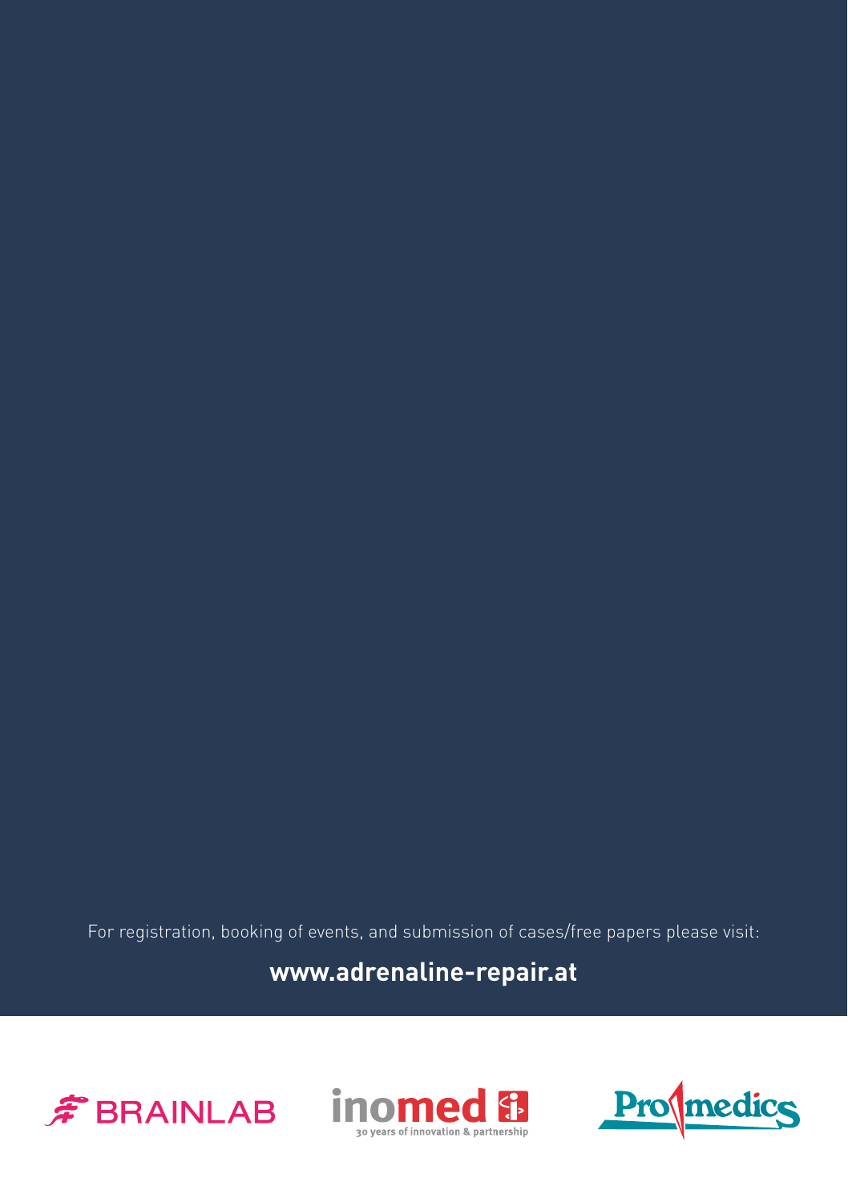For registration, booking of events, and submission of cases/free papers please visit:

**www.adrenaline-repair.at**

BRAINLAB

inomed

30 years of innovation & partnership

Promedics